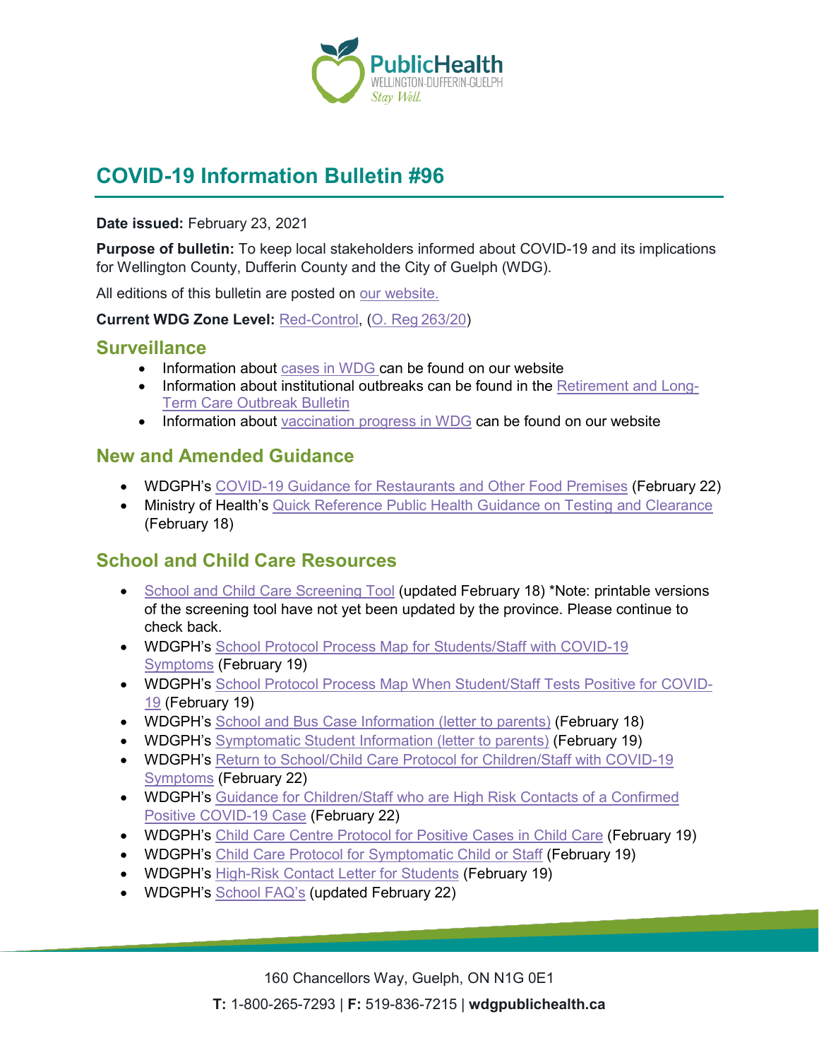# COVID-19 Information Bulletin #96

**Date issued:** February 23, 2021

**Purpose of bulletin:** To keep local stakeholders informed about COVID-19 and its implications for Wellington County, Dufferin County and the City of Guelph (WDG).

All editions of this bulletin are posted on our website.

**Current WDG Zone Level:** Red-Control, (O. Reg 263/20)

## Surveillance

- Information about cases in WDG can be found on our website
- Information about institutional outbreaks can be found in the Retirement and Long-Term Care Outbreak Bulletin
- Information about vaccination progress in WDG can be found on our website

## New and Amended Guidance

- WDGPH's COVID-19 Guidance for Restaurants and Other Food Premises (February 22)
- Ministry of Health's Quick Reference Public Health Guidance on Testing and Clearance (February 18)

## School and Child Care Resources

- School and Child Care Screening Tool (updated February 18) *Note: printable versions of the screening tool have not yet been updated by the province. Please continue to check back.
- WDGPH's School Protocol Process Map for Students/Staff with COVID-19 Symptoms (February 19)
- WDGPH's School Protocol Process Map When Student/Staff Tests Positive for COVID-19 (February 19)
- WDGPH's School and Bus Case Information (letter to parents) (February 18)
- WDGPH's Symptomatic Student Information (letter to parents) (February 19)
- WDGPH's Return to School/Child Care Protocol for Children/Staff with COVID-19 Symptoms (February 22)
- WDGPH's Guidance for Children/Staff who are High Risk Contacts of a Confirmed Positive COVID-19 Case (February 22)
- WDGPH's Child Care Centre Protocol for Positive Cases in Child Care (February 19)
- WDGPH's Child Care Protocol for Symptomatic Child or Staff (February 19)
- WDGPH's High-Risk Contact Letter for Students (February 19)
- WDGPH's School FAQ's (updated February 22)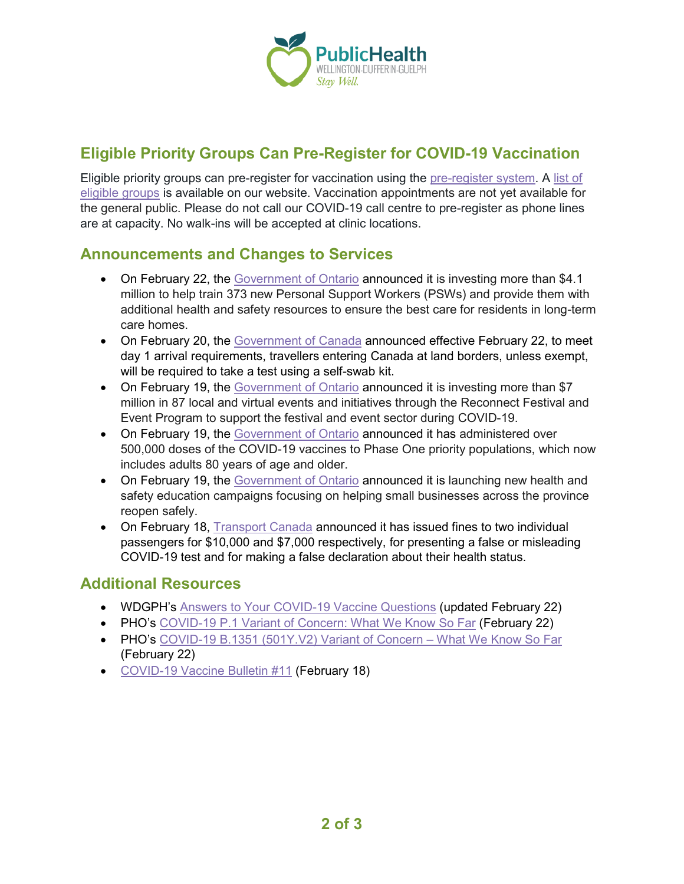## Eligible Priority Groups Can Pre-Register for COVID-19 Vaccination

Eligible priority groups can pre-register for vaccination using the pre-register system. A list of eligible groups is available on our website. Vaccination appointments are not yet available for the general public. Please do not call our COVID-19 call centre to pre-register as phone lines are at capacity. No walk-ins will be accepted at clinic locations.

## Announcements and Changes to Services

- On February 22, the Government of Ontario announced it is investing more than $4.1 million to help train 373 new Personal Support Workers (PSWs) and provide them with additional health and safety resources to ensure the best care for residents in long-term care homes.
- On February 20, the Government of Canada announced effective February 22, to meet day 1 arrival requirements, travellers entering Canada at land borders, unless exempt, will be required to take a test using a self-swab kit.
- On February 19, the Government of Ontario announced it is investing more than $7 million in 87 local and virtual events and initiatives through the Reconnect Festival and Event Program to support the festival and event sector during COVID-19.
- On February 19, the Government of Ontario announced it has administered over 500,000 doses of the COVID-19 vaccines to Phase One priority populations, which now includes adults 80 years of age and older.
- On February 19, the Government of Ontario announced it is launching new health and safety education campaigns focusing on helping small businesses across the province reopen safely.
- On February 18, Transport Canada announced it has issued fines to two individual passengers for $10,000 and $7,000 respectively, for presenting a false or misleading COVID-19 test and for making a false declaration about their health status.

## Additional Resources

- WDGPH's Answers to Your COVID-19 Vaccine Questions (updated February 22)
- PHO's COVID-19 P.1 Variant of Concern: What We Know So Far (February 22)
- PHO's COVID-19 B.1351 (501Y.V2) Variant of Concern – What We Know So Far (February 22)
- COVID-19 Vaccine Bulletin #11 (February 18)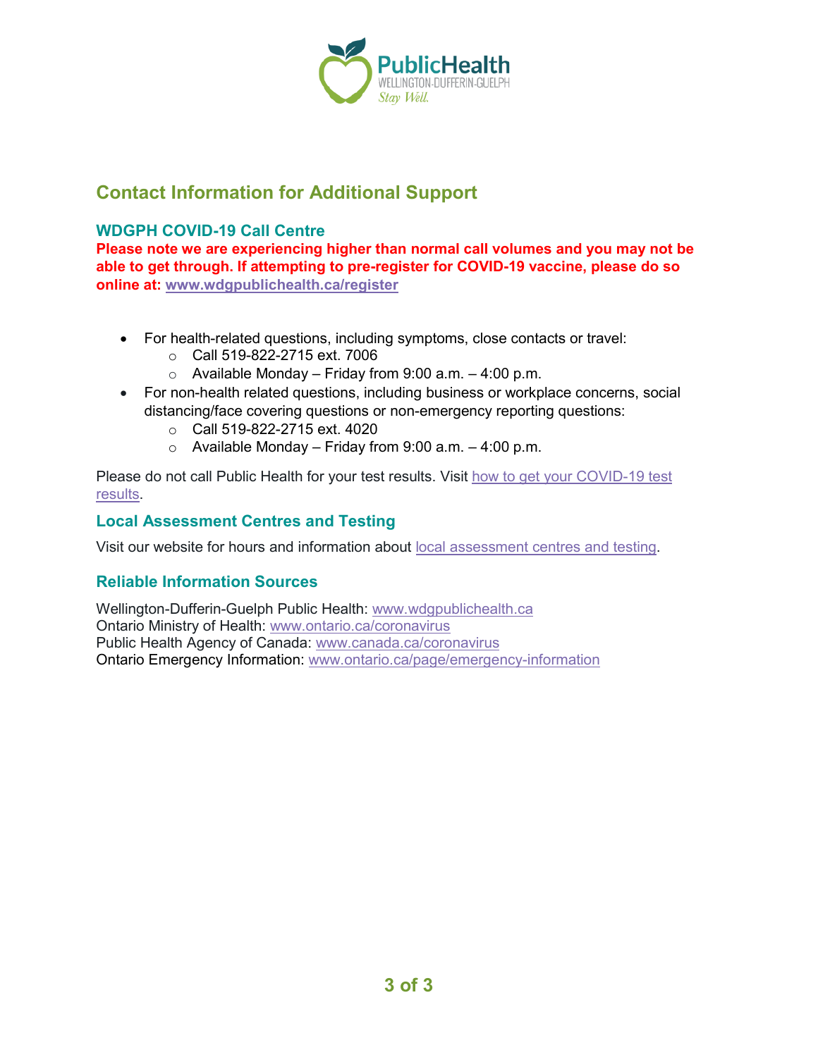## Contact Information for Additional Support

### WDGPH COVID-19 Call Centre

**Please note we are experiencing higher than normal call volumes and you may not be able to get through. If attempting to pre-register for COVID-19 vaccine, please do so online at: www.wdgpublichealth.ca/register**

- For health-related questions, including symptoms, close contacts or travel:
  - Call 519-822-2715 ext. 7006
  - Available Monday – Friday from 9:00 a.m. – 4:00 p.m.
- For non-health related questions, including business or workplace concerns, social distancing/face covering questions or non-emergency reporting questions:
  - Call 519-822-2715 ext. 4020
  - Available Monday – Friday from 9:00 a.m. – 4:00 p.m.

Please do not call Public Health for your test results. Visit how to get your COVID-19 test results.

### Local Assessment Centres and Testing

Visit our website for hours and information about local assessment centres and testing.

### Reliable Information Sources

Wellington-Dufferin-Guelph Public Health: www.wdgpublichealth.ca
Ontario Ministry of Health: www.ontario.ca/coronavirus
Public Health Agency of Canada: www.canada.ca/coronavirus
Ontario Emergency Information: www.ontario.ca/page/emergency-information